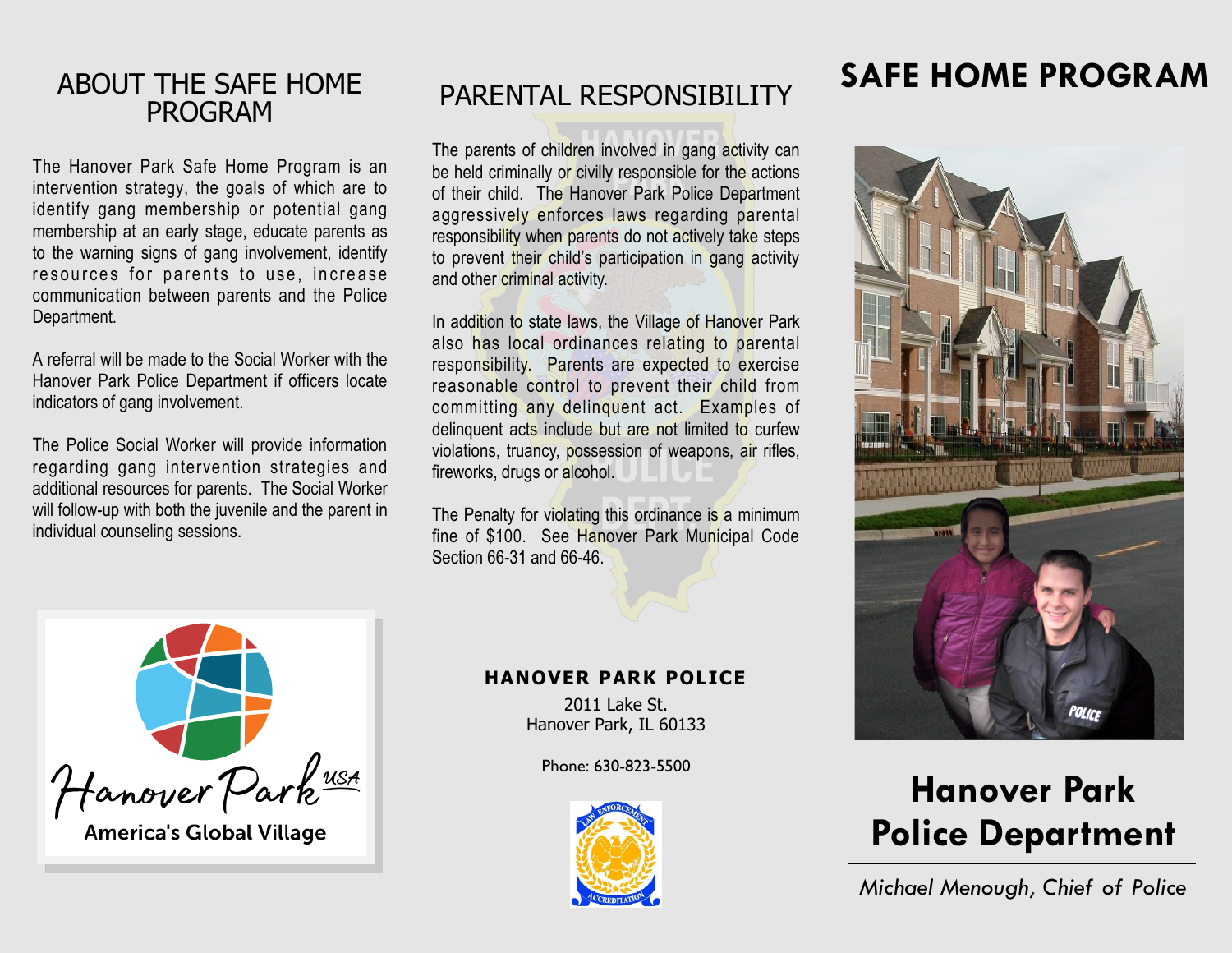## ABOUT THE SAFE HOME PROGRAM

The Hanover Park Safe Home Program is an intervention strategy, the goals of which are to identify gang membership or potential gang membership at an early stage, educate parents as to the warning signs of gang involvement, identify resources for parents to use, increase communication between parents and the Police Department.

A referral will be made to the Social Worker with the Hanover Park Police Department if officers locate indicators of gang involvement.

The Police Social Worker will provide information regarding gang intervention strategies and additional resources for parents. The Social Worker will follow-up with both the juvenile and the parent in individual counseling sessions.

Hanover Park USA

America's Global Village

## PARENTAL RESPONSIBILITY

The parents of children involved in gang activity can be held criminally or civilly responsible for the actions of their child. The Hanover Park Police Department aggressively enforces laws regarding parental responsibility when parents do not actively take steps to prevent their child's participation in gang activity and other criminal activity.

In addition to state laws, the Village of Hanover Park also has local ordinances relating to parental responsibility. Parents are expected to exercise reasonable control to prevent their child from committing any delinquent act. Examples of delinquent acts include but are not limited to curfew violations, truancy, possession of weapons, air rifles, fireworks, drugs or alcohol.

The Penalty for violating this ordinance is a minimum fine of $100. See Hanover Park Municipal Code Section 66-31 and 66-46.

**HANOVER PARK POLICE**

2011 Lake St.
Hanover Park, IL 60133

Phone: 630-823-5500

# SAFE HOME PROGRAM

# Hanover Park Police Department

*Michael Menough, Chief of Police*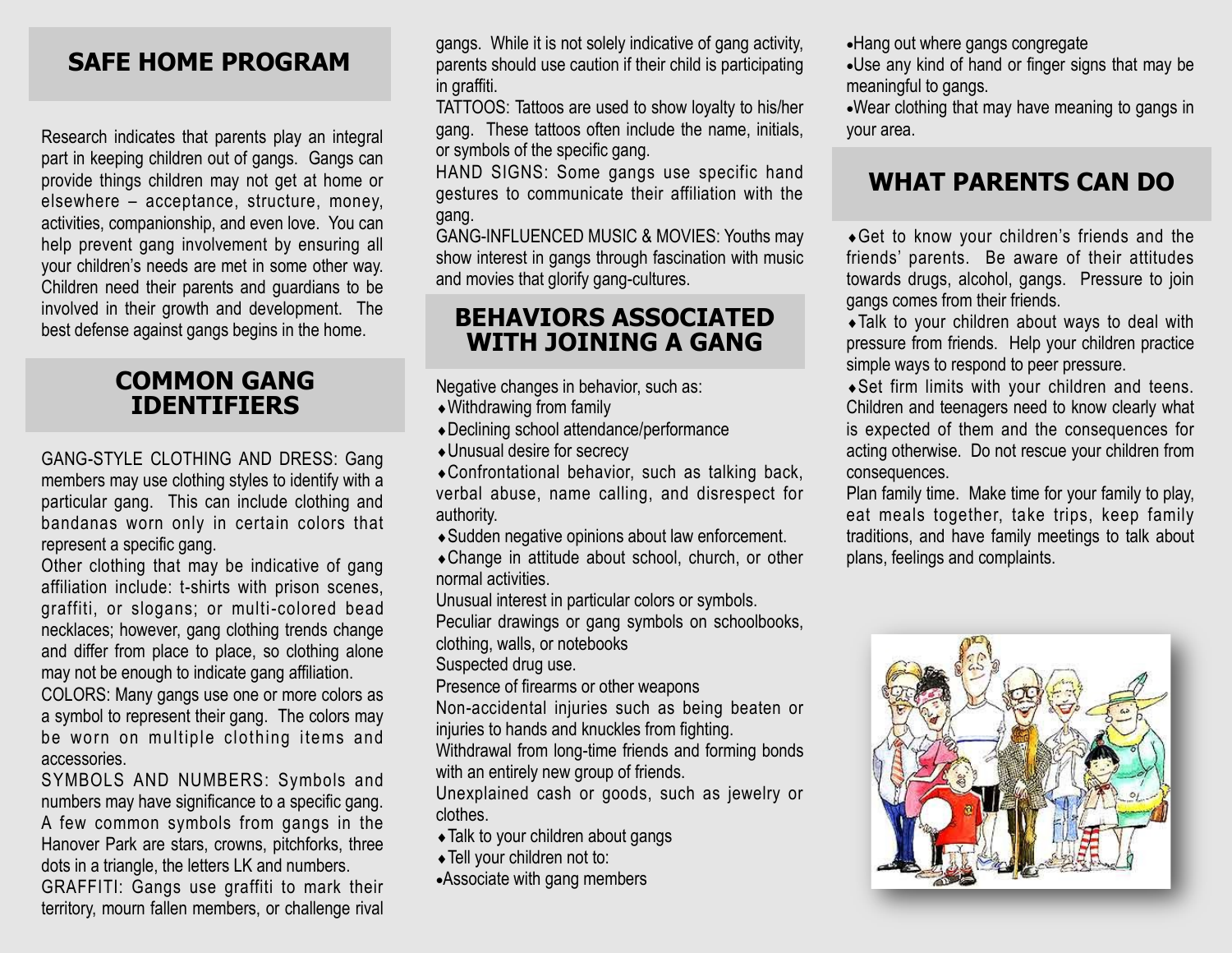## SAFE HOME PROGRAM

Research indicates that parents play an integral part in keeping children out of gangs. Gangs can provide things children may not get at home or elsewhere – acceptance, structure, money, activities, companionship, and even love. You can help prevent gang involvement by ensuring all your children's needs are met in some other way. Children need their parents and guardians to be involved in their growth and development. The best defense against gangs begins in the home.

## COMMON GANG IDENTIFIERS

GANG-STYLE CLOTHING AND DRESS: Gang members may use clothing styles to identify with a particular gang. This can include clothing and bandanas worn only in certain colors that represent a specific gang.

Other clothing that may be indicative of gang affiliation include: t-shirts with prison scenes, graffiti, or slogans; or multi-colored bead necklaces; however, gang clothing trends change and differ from place to place, so clothing alone may not be enough to indicate gang affiliation.

COLORS: Many gangs use one or more colors as a symbol to represent their gang. The colors may be worn on multiple clothing items and accessories.

SYMBOLS AND NUMBERS: Symbols and numbers may have significance to a specific gang. A few common symbols from gangs in the Hanover Park are stars, crowns, pitchforks, three dots in a triangle, the letters LK and numbers.

GRAFFITI: Gangs use graffiti to mark their territory, mourn fallen members, or challenge rival gangs. While it is not solely indicative of gang activity, parents should use caution if their child is participating in graffiti.

TATTOOS: Tattoos are used to show loyalty to his/her gang. These tattoos often include the name, initials, or symbols of the specific gang.

HAND SIGNS: Some gangs use specific hand gestures to communicate their affiliation with the gang.

GANG-INFLUENCED MUSIC & MOVIES: Youths may show interest in gangs through fascination with music and movies that glorify gang-cultures.

## BEHAVIORS ASSOCIATED WITH JOINING A GANG

Negative changes in behavior, such as:

- Withdrawing from family
- Declining school attendance/performance
- Unusual desire for secrecy
- Confrontational behavior, such as talking back, verbal abuse, name calling, and disrespect for authority.
- Sudden negative opinions about law enforcement.
- Change in attitude about school, church, or other normal activities.

Unusual interest in particular colors or symbols.

Peculiar drawings or gang symbols on schoolbooks, clothing, walls, or notebooks

Suspected drug use.

Presence of firearms or other weapons

Non-accidental injuries such as being beaten or injuries to hands and knuckles from fighting.

Withdrawal from long-time friends and forming bonds with an entirely new group of friends.

Unexplained cash or goods, such as jewelry or clothes.

- Talk to your children about gangs
- Tell your children not to:
  - Associate with gang members
  - Hang out where gangs congregate
  - Use any kind of hand or finger signs that may be meaningful to gangs.
  - Wear clothing that may have meaning to gangs in your area.

## WHAT PARENTS CAN DO

- Get to know your children's friends and the friends' parents. Be aware of their attitudes towards drugs, alcohol, gangs. Pressure to join gangs comes from their friends.
- Talk to your children about ways to deal with pressure from friends. Help your children practice simple ways to respond to peer pressure.
- Set firm limits with your children and teens. Children and teenagers need to know clearly what is expected of them and the consequences for acting otherwise. Do not rescue your children from consequences.

Plan family time. Make time for your family to play, eat meals together, take trips, keep family traditions, and have family meetings to talk about plans, feelings and complaints.